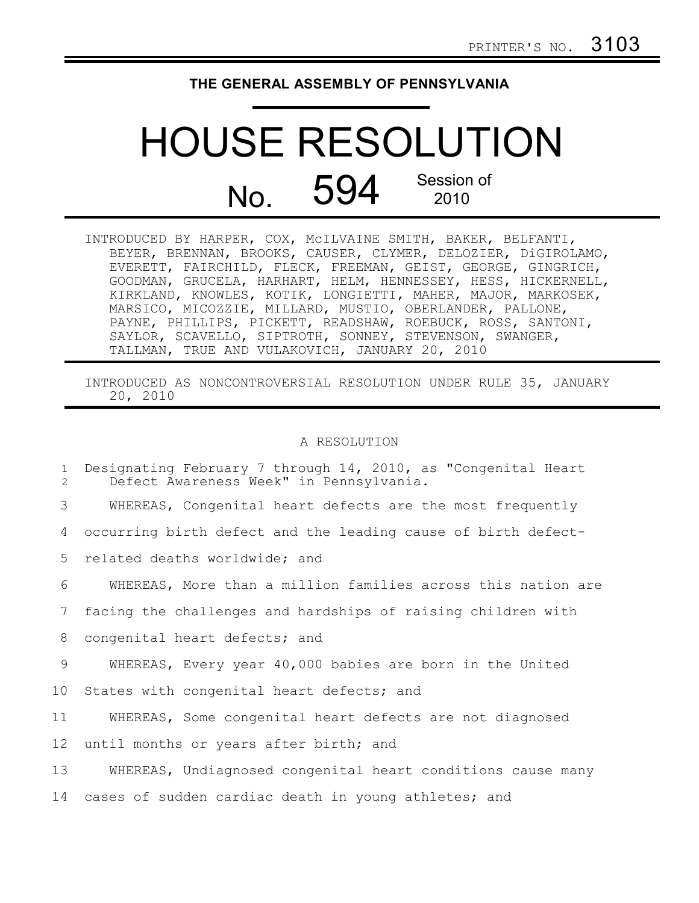PRINTER'S NO. 3103

# THE GENERAL ASSEMBLY OF PENNSYLVANIA

# HOUSE RESOLUTION

## No. 594 Session of 2010

INTRODUCED BY HARPER, COX, McILVAINE SMITH, BAKER, BELFANTI, BEYER, BRENNAN, BROOKS, CAUSER, CLYMER, DELOZIER, DiGIROLAMO, EVERETT, FAIRCHILD, FLECK, FREEMAN, GEIST, GEORGE, GINGRICH, GOODMAN, GRUCELA, HARHART, HELM, HENNESSEY, HESS, HICKERNELL, KIRKLAND, KNOWLES, KOTIK, LONGIETTI, MAHER, MAJOR, MARKOSEK, MARSICO, MICOZZIE, MILLARD, MUSTIO, OBERLANDER, PALLONE, PAYNE, PHILLIPS, PICKETT, READSHAW, ROEBUCK, ROSS, SANTONI, SAYLOR, SCAVELLO, SIPTROTH, SONNEY, STEVENSON, SWANGER, TALLMAN, TRUE AND VULAKOVICH, JANUARY 20, 2010

INTRODUCED AS NONCONTROVERSIAL RESOLUTION UNDER RULE 35, JANUARY 20, 2010

A RESOLUTION

Designating February 7 through 14, 2010, as "Congenital Heart Defect Awareness Week" in Pennsylvania.

WHEREAS, Congenital heart defects are the most frequently occurring birth defect and the leading cause of birth defect-related deaths worldwide; and

WHEREAS, More than a million families across this nation are facing the challenges and hardships of raising children with congenital heart defects; and

WHEREAS, Every year 40,000 babies are born in the United States with congenital heart defects; and

WHEREAS, Some congenital heart defects are not diagnosed until months or years after birth; and

WHEREAS, Undiagnosed congenital heart conditions cause many cases of sudden cardiac death in young athletes; and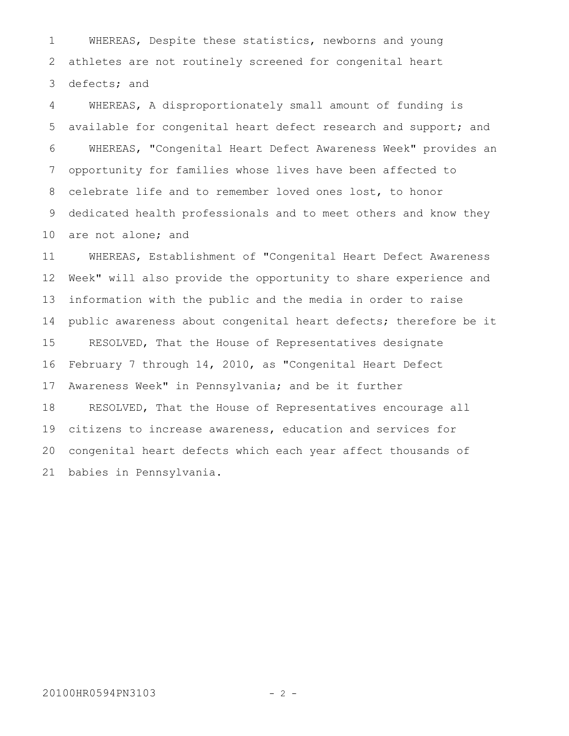WHEREAS, Despite these statistics, newborns and young athletes are not routinely screened for congenital heart defects; and

WHEREAS, A disproportionately small amount of funding is available for congenital heart defect research and support; and

WHEREAS, "Congenital Heart Defect Awareness Week" provides an opportunity for families whose lives have been affected to celebrate life and to remember loved ones lost, to honor dedicated health professionals and to meet others and know they are not alone; and

WHEREAS, Establishment of "Congenital Heart Defect Awareness Week" will also provide the opportunity to share experience and information with the public and the media in order to raise public awareness about congenital heart defects; therefore be it

RESOLVED, That the House of Representatives designate February 7 through 14, 2010, as "Congenital Heart Defect Awareness Week" in Pennsylvania; and be it further

RESOLVED, That the House of Representatives encourage all citizens to increase awareness, education and services for congenital heart defects which each year affect thousands of babies in Pennsylvania.